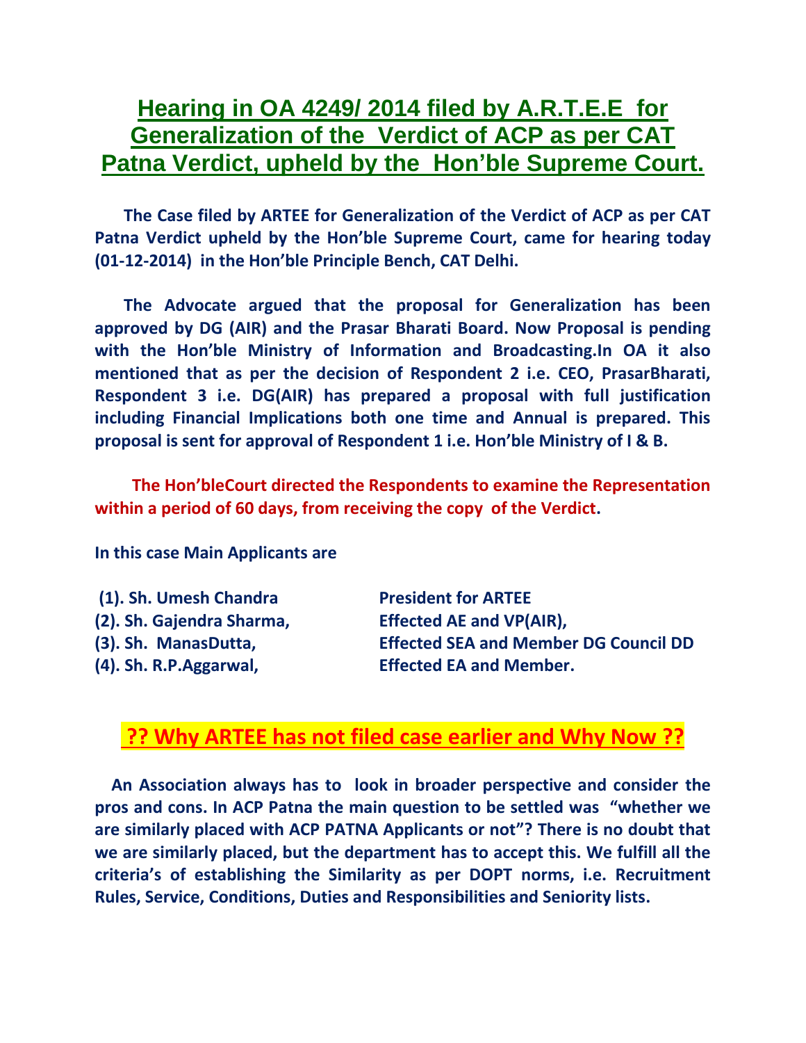# Hearing in OA 4249/ 2014 filed by A.R.T.E.E for Generalization of the Verdict of ACP as per CAT Patna Verdict, upheld by the Hon'ble Supreme Court.

**The Case filed by ARTEE for Generalization of the Verdict of ACP as per CAT Patna Verdict upheld by the Hon'ble Supreme Court, came for hearing today (01-12-2014) in the Hon'ble Principle Bench, CAT Delhi.**

**The Advocate argued that the proposal for Generalization has been approved by DG (AIR) and the Prasar Bharati Board. Now Proposal is pending with the Hon'ble Ministry of Information and Broadcasting.In OA it also mentioned that as per the decision of Respondent 2 i.e. CEO, PrasarBharati, Respondent 3 i.e. DG(AIR) has prepared a proposal with full justification including Financial Implications both one time and Annual is prepared. This proposal is sent for approval of Respondent 1 i.e. Hon'ble Ministry of I & B.**

**The Hon'bleCourt directed the Respondents to examine the Representation within a period of 60 days, from receiving the copy of the Verdict.**

**In this case Main Applicants are**

| | |
|---|---|
| **(1). Sh. Umesh Chandra** | **President for ARTEE** |
| **(2). Sh. Gajendra Sharma,** | **Effected AE and VP(AIR),** |
| **(3). Sh. ManasDutta,** | **Effected SEA and Member DG Council DD** |
| **(4). Sh. R.P.Aggarwal,** | **Effected EA and Member.** |

## ?? Why ARTEE has not filed case earlier and Why Now ??

**An Association always has to look in broader perspective and consider the pros and cons. In ACP Patna the main question to be settled was "whether we are similarly placed with ACP PATNA Applicants or not"? There is no doubt that we are similarly placed, but the department has to accept this. We fulfill all the criteria's of establishing the Similarity as per DOPT norms, i.e. Recruitment Rules, Service, Conditions, Duties and Responsibilities and Seniority lists.**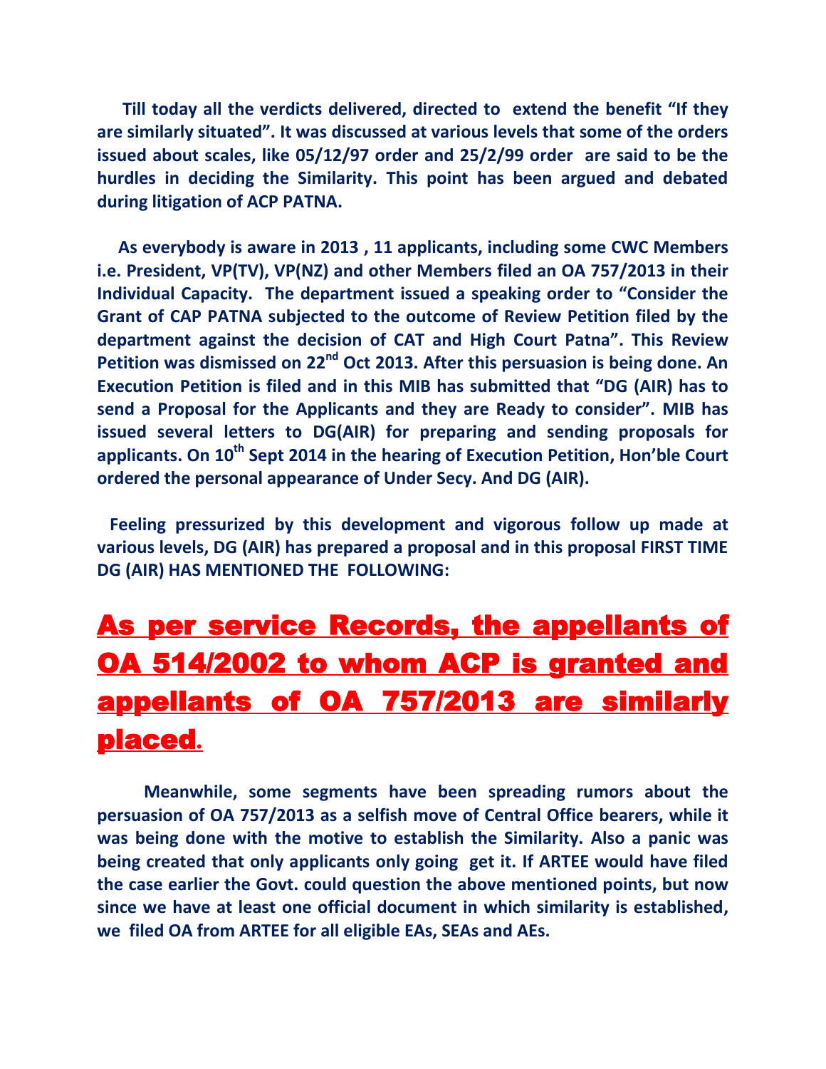**Till today all the verdicts delivered, directed to extend the benefit "If they are similarly situated". It was discussed at various levels that some of the orders issued about scales, like 05/12/97 order and 25/2/99 order are said to be the hurdles in deciding the Similarity. This point has been argued and debated during litigation of ACP PATNA.**

**As everybody is aware in 2013 , 11 applicants, including some CWC Members i.e. President, VP(TV), VP(NZ) and other Members filed an OA 757/2013 in their Individual Capacity. The department issued a speaking order to "Consider the Grant of CAP PATNA subjected to the outcome of Review Petition filed by the department against the decision of CAT and High Court Patna". This Review Petition was dismissed on 22nd Oct 2013. After this persuasion is being done. An Execution Petition is filed and in this MIB has submitted that "DG (AIR) has to send a Proposal for the Applicants and they are Ready to consider". MIB has issued several letters to DG(AIR) for preparing and sending proposals for applicants. On 10th Sept 2014 in the hearing of Execution Petition, Hon'ble Court ordered the personal appearance of Under Secy. And DG (AIR).**

**Feeling pressurized by this development and vigorous follow up made at various levels, DG (AIR) has prepared a proposal and in this proposal FIRST TIME DG (AIR) HAS MENTIONED THE FOLLOWING:**

# As per service Records, the appellants of OA 514/2002 to whom ACP is granted and appellants of OA 757/2013 are similarly placed.

**Meanwhile, some segments have been spreading rumors about the persuasion of OA 757/2013 as a selfish move of Central Office bearers, while it was being done with the motive to establish the Similarity. Also a panic was being created that only applicants only going get it. If ARTEE would have filed the case earlier the Govt. could question the above mentioned points, but now since we have at least one official document in which similarity is established, we filed OA from ARTEE for all eligible EAs, SEAs and AEs.**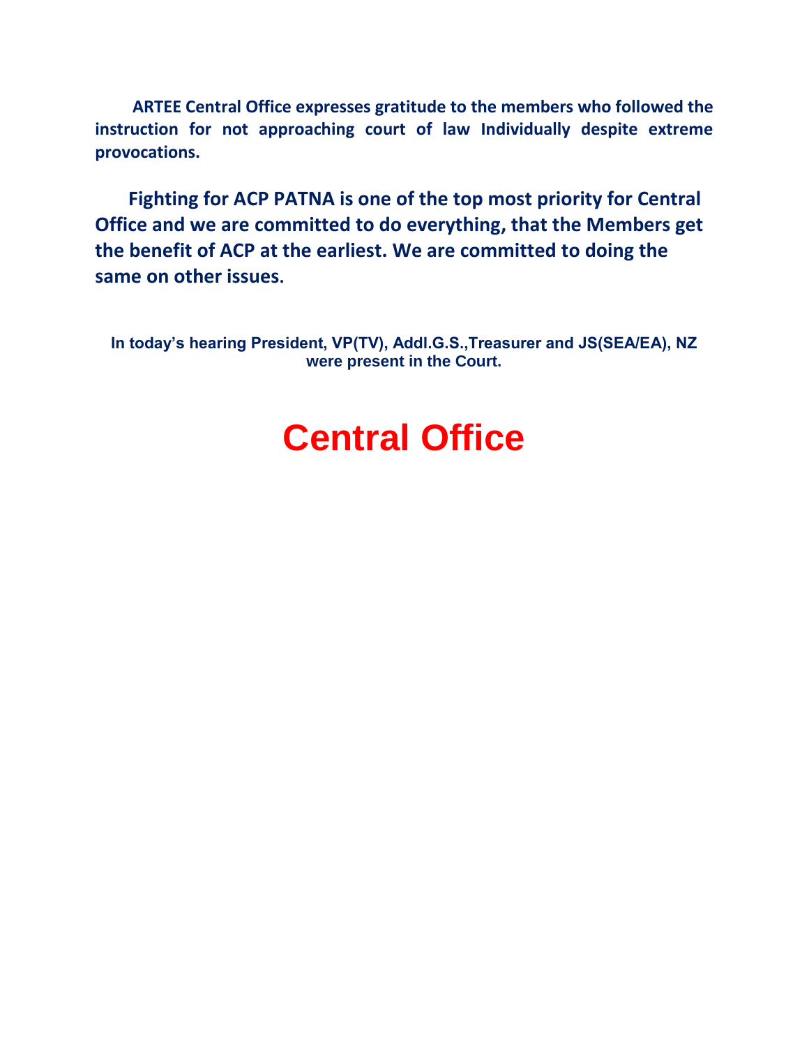**ARTEE Central Office expresses gratitude to the members who followed the instruction for not approaching court of law Individually despite extreme provocations.**

**Fighting for ACP PATNA is one of the top most priority for Central Office and we are committed to do everything, that the Members get the benefit of ACP at the earliest. We are committed to doing the same on other issues.**

**In today's hearing President, VP(TV), Addl.G.S.,Treasurer and JS(SEA/EA), NZ were present in the Court.**

# Central Office